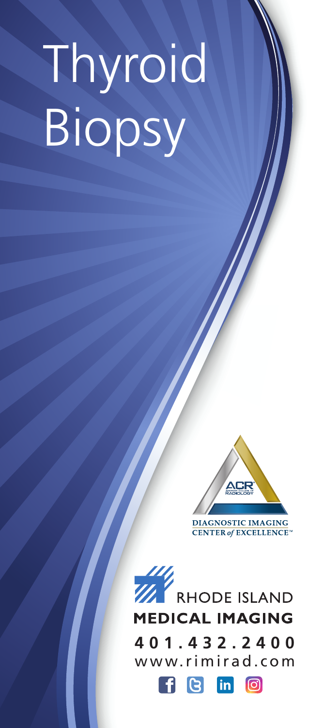# Thyroid Biopsy

ACR® American College of Radiology

DIAGNOSTIC IMAGING CENTER *of* EXCELLENCE™

RHODE ISLAND
**MEDICAL IMAGING**

**401.432.2400**
www.rimirad.com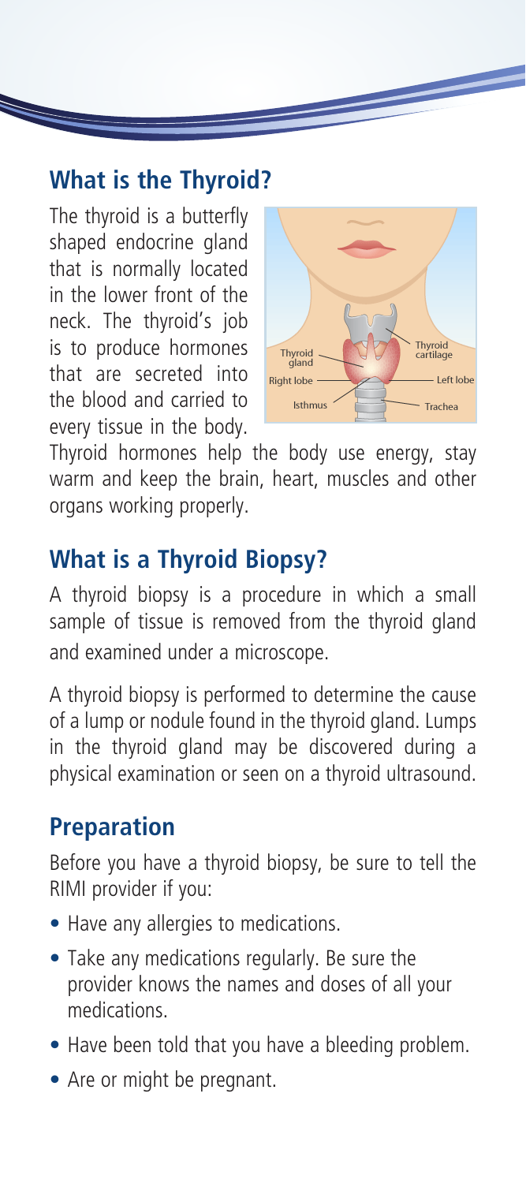## What is the Thyroid?

The thyroid is a butterfly shaped endocrine gland that is normally located in the lower front of the neck. The thyroid's job is to produce hormones that are secreted into the blood and carried to every tissue in the body. Thyroid hormones help the body use energy, stay warm and keep the brain, heart, muscles and other organs working properly.

## What is a Thyroid Biopsy?

A thyroid biopsy is a procedure in which a small sample of tissue is removed from the thyroid gland and examined under a microscope.

A thyroid biopsy is performed to determine the cause of a lump or nodule found in the thyroid gland. Lumps in the thyroid gland may be discovered during a physical examination or seen on a thyroid ultrasound.

## Preparation

Before you have a thyroid biopsy, be sure to tell the RIMI provider if you:

- Have any allergies to medications.
- Take any medications regularly. Be sure the provider knows the names and doses of all your medications.
- Have been told that you have a bleeding problem.
- Are or might be pregnant.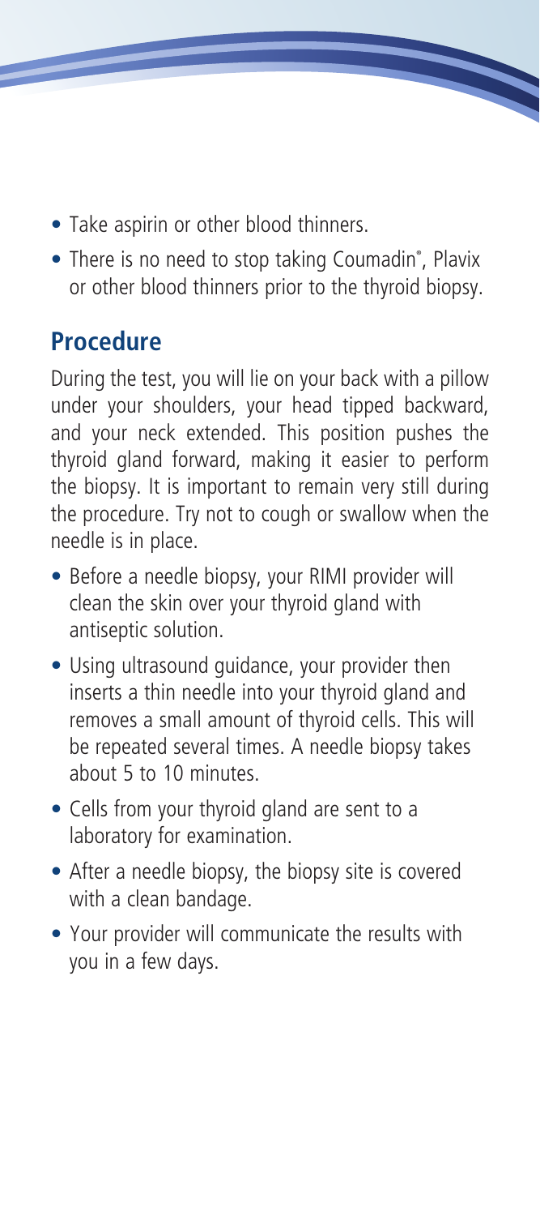- Take aspirin or other blood thinners.
- There is no need to stop taking Coumadin®, Plavix or other blood thinners prior to the thyroid biopsy.

## Procedure

During the test, you will lie on your back with a pillow under your shoulders, your head tipped backward, and your neck extended. This position pushes the thyroid gland forward, making it easier to perform the biopsy. It is important to remain very still during the procedure. Try not to cough or swallow when the needle is in place.

- Before a needle biopsy, your RIMI provider will clean the skin over your thyroid gland with antiseptic solution.
- Using ultrasound guidance, your provider then inserts a thin needle into your thyroid gland and removes a small amount of thyroid cells. This will be repeated several times. A needle biopsy takes about 5 to 10 minutes.
- Cells from your thyroid gland are sent to a laboratory for examination.
- After a needle biopsy, the biopsy site is covered with a clean bandage.
- Your provider will communicate the results with you in a few days.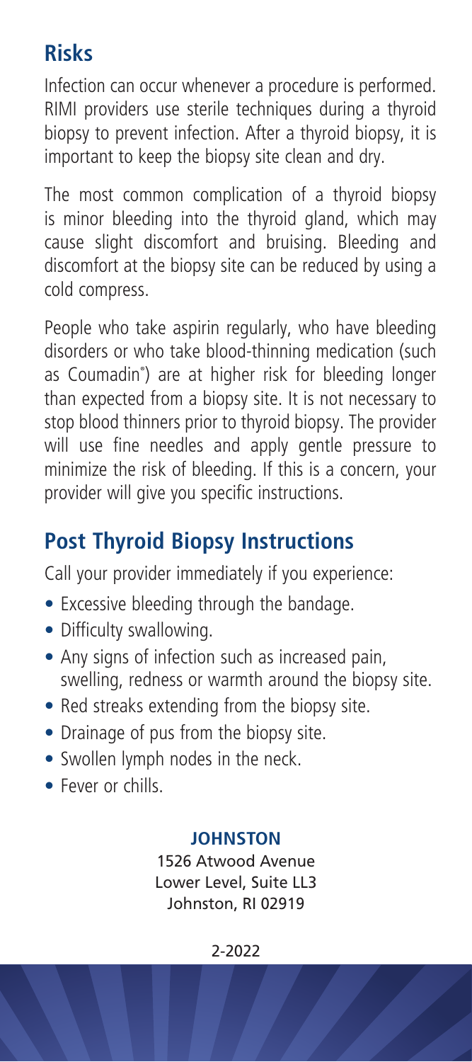## Risks

Infection can occur whenever a procedure is performed. RIMI providers use sterile techniques during a thyroid biopsy to prevent infection. After a thyroid biopsy, it is important to keep the biopsy site clean and dry.

The most common complication of a thyroid biopsy is minor bleeding into the thyroid gland, which may cause slight discomfort and bruising. Bleeding and discomfort at the biopsy site can be reduced by using a cold compress.

People who take aspirin regularly, who have bleeding disorders or who take blood-thinning medication (such as Coumadin®) are at higher risk for bleeding longer than expected from a biopsy site. It is not necessary to stop blood thinners prior to thyroid biopsy. The provider will use fine needles and apply gentle pressure to minimize the risk of bleeding. If this is a concern, your provider will give you specific instructions.

## Post Thyroid Biopsy Instructions

Call your provider immediately if you experience:

- Excessive bleeding through the bandage.
- Difficulty swallowing.
- Any signs of infection such as increased pain, swelling, redness or warmth around the biopsy site.
- Red streaks extending from the biopsy site.
- Drainage of pus from the biopsy site.
- Swollen lymph nodes in the neck.
- Fever or chills.

**JOHNSTON**

1526 Atwood Avenue
Lower Level, Suite LL3
Johnston, RI 02919

2-2022